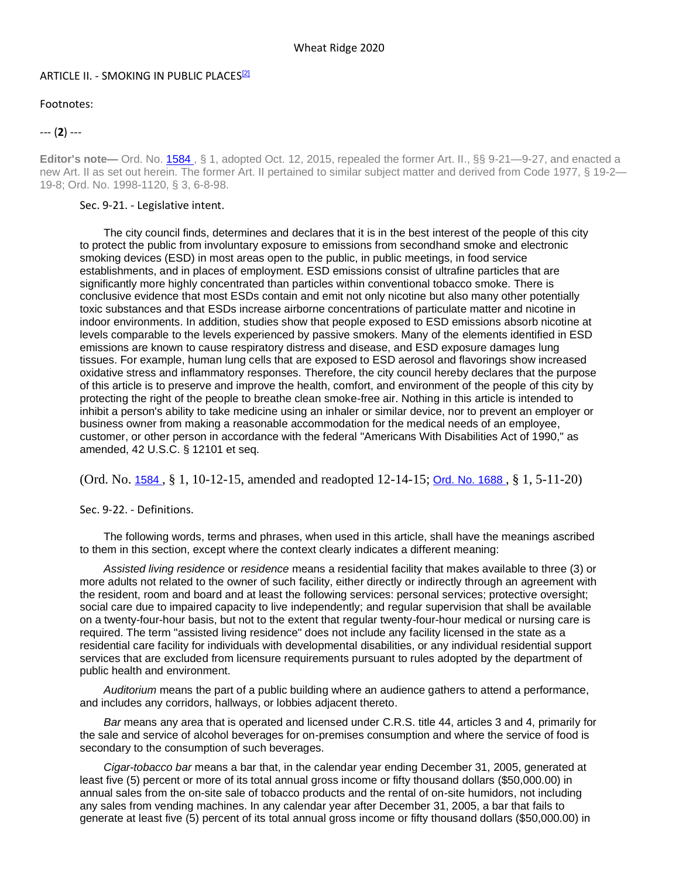Wheat Ridge 2020

# ARTICLE II. - SMOKING IN PUBLIC PLACES[2]

Footnotes:

--- (**2**) ---

**Editor's note—** Ord. No. 1584 , § 1, adopted Oct. 12, 2015, repealed the former Art. II., §§ 9-21—9-27, and enacted a new Art. II as set out herein. The former Art. II pertained to similar subject matter and derived from Code 1977, § 19-2—19-8; Ord. No. 1998-1120, § 3, 6-8-98.

## Sec. 9-21. - Legislative intent.

The city council finds, determines and declares that it is in the best interest of the people of this city to protect the public from involuntary exposure to emissions from secondhand smoke and electronic smoking devices (ESD) in most areas open to the public, in public meetings, in food service establishments, and in places of employment. ESD emissions consist of ultrafine particles that are significantly more highly concentrated than particles within conventional tobacco smoke. There is conclusive evidence that most ESDs contain and emit not only nicotine but also many other potentially toxic substances and that ESDs increase airborne concentrations of particulate matter and nicotine in indoor environments. In addition, studies show that people exposed to ESD emissions absorb nicotine at levels comparable to the levels experienced by passive smokers. Many of the elements identified in ESD emissions are known to cause respiratory distress and disease, and ESD exposure damages lung tissues. For example, human lung cells that are exposed to ESD aerosol and flavorings show increased oxidative stress and inflammatory responses. Therefore, the city council hereby declares that the purpose of this article is to preserve and improve the health, comfort, and environment of the people of this city by protecting the right of the people to breathe clean smoke-free air. Nothing in this article is intended to inhibit a person's ability to take medicine using an inhaler or similar device, nor to prevent an employer or business owner from making a reasonable accommodation for the medical needs of an employee, customer, or other person in accordance with the federal "Americans With Disabilities Act of 1990," as amended, 42 U.S.C. § 12101 et seq.

(Ord. No. 1584 , § 1, 10-12-15, amended and readopted 12-14-15; Ord. No. 1688 , § 1, 5-11-20)

## Sec. 9-22. - Definitions.

The following words, terms and phrases, when used in this article, shall have the meanings ascribed to them in this section, except where the context clearly indicates a different meaning:

*Assisted living residence* or *residence* means a residential facility that makes available to three (3) or more adults not related to the owner of such facility, either directly or indirectly through an agreement with the resident, room and board and at least the following services: personal services; protective oversight; social care due to impaired capacity to live independently; and regular supervision that shall be available on a twenty-four-hour basis, but not to the extent that regular twenty-four-hour medical or nursing care is required. The term "assisted living residence" does not include any facility licensed in the state as a residential care facility for individuals with developmental disabilities, or any individual residential support services that are excluded from licensure requirements pursuant to rules adopted by the department of public health and environment.

*Auditorium* means the part of a public building where an audience gathers to attend a performance, and includes any corridors, hallways, or lobbies adjacent thereto.

*Bar* means any area that is operated and licensed under C.R.S. title 44, articles 3 and 4, primarily for the sale and service of alcohol beverages for on-premises consumption and where the service of food is secondary to the consumption of such beverages.

*Cigar-tobacco bar* means a bar that, in the calendar year ending December 31, 2005, generated at least five (5) percent or more of its total annual gross income or fifty thousand dollars ($50,000.00) in annual sales from the on-site sale of tobacco products and the rental of on-site humidors, not including any sales from vending machines. In any calendar year after December 31, 2005, a bar that fails to generate at least five (5) percent of its total annual gross income or fifty thousand dollars ($50,000.00) in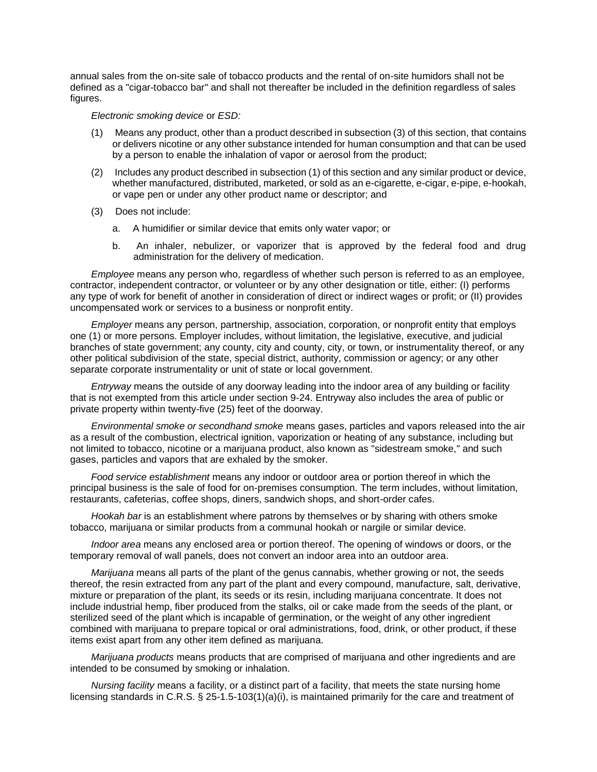annual sales from the on-site sale of tobacco products and the rental of on-site humidors shall not be defined as a "cigar-tobacco bar" and shall not thereafter be included in the definition regardless of sales figures.

*Electronic smoking device* or *ESD:*

(1) Means any product, other than a product described in subsection (3) of this section, that contains or delivers nicotine or any other substance intended for human consumption and that can be used by a person to enable the inhalation of vapor or aerosol from the product;

(2) Includes any product described in subsection (1) of this section and any similar product or device, whether manufactured, distributed, marketed, or sold as an e-cigarette, e-cigar, e-pipe, e-hookah, or vape pen or under any other product name or descriptor; and

(3) Does not include:

a. A humidifier or similar device that emits only water vapor; or

b. An inhaler, nebulizer, or vaporizer that is approved by the federal food and drug administration for the delivery of medication.

*Employee* means any person who, regardless of whether such person is referred to as an employee, contractor, independent contractor, or volunteer or by any other designation or title, either: (I) performs any type of work for benefit of another in consideration of direct or indirect wages or profit; or (II) provides uncompensated work or services to a business or nonprofit entity.

*Employer* means any person, partnership, association, corporation, or nonprofit entity that employs one (1) or more persons. Employer includes, without limitation, the legislative, executive, and judicial branches of state government; any county, city and county, city, or town, or instrumentality thereof, or any other political subdivision of the state, special district, authority, commission or agency; or any other separate corporate instrumentality or unit of state or local government.

*Entryway* means the outside of any doorway leading into the indoor area of any building or facility that is not exempted from this article under section 9-24. Entryway also includes the area of public or private property within twenty-five (25) feet of the doorway.

*Environmental smoke or secondhand smoke* means gases, particles and vapors released into the air as a result of the combustion, electrical ignition, vaporization or heating of any substance, including but not limited to tobacco, nicotine or a marijuana product, also known as "sidestream smoke," and such gases, particles and vapors that are exhaled by the smoker.

*Food service establishment* means any indoor or outdoor area or portion thereof in which the principal business is the sale of food for on-premises consumption. The term includes, without limitation, restaurants, cafeterias, coffee shops, diners, sandwich shops, and short-order cafes.

*Hookah bar* is an establishment where patrons by themselves or by sharing with others smoke tobacco, marijuana or similar products from a communal hookah or nargile or similar device.

*Indoor area* means any enclosed area or portion thereof. The opening of windows or doors, or the temporary removal of wall panels, does not convert an indoor area into an outdoor area.

*Marijuana* means all parts of the plant of the genus cannabis, whether growing or not, the seeds thereof, the resin extracted from any part of the plant and every compound, manufacture, salt, derivative, mixture or preparation of the plant, its seeds or its resin, including marijuana concentrate. It does not include industrial hemp, fiber produced from the stalks, oil or cake made from the seeds of the plant, or sterilized seed of the plant which is incapable of germination, or the weight of any other ingredient combined with marijuana to prepare topical or oral administrations, food, drink, or other product, if these items exist apart from any other item defined as marijuana.

*Marijuana products* means products that are comprised of marijuana and other ingredients and are intended to be consumed by smoking or inhalation.

*Nursing facility* means a facility, or a distinct part of a facility, that meets the state nursing home licensing standards in C.R.S. § 25-1.5-103(1)(a)(i), is maintained primarily for the care and treatment of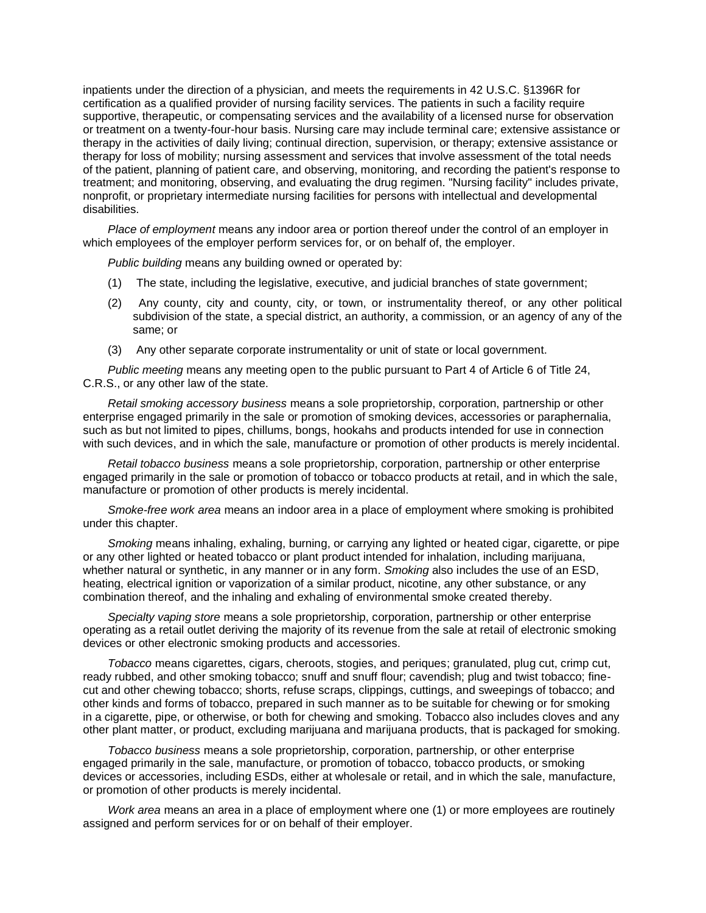inpatients under the direction of a physician, and meets the requirements in 42 U.S.C. §1396R for certification as a qualified provider of nursing facility services. The patients in such a facility require supportive, therapeutic, or compensating services and the availability of a licensed nurse for observation or treatment on a twenty-four-hour basis. Nursing care may include terminal care; extensive assistance or therapy in the activities of daily living; continual direction, supervision, or therapy; extensive assistance or therapy for loss of mobility; nursing assessment and services that involve assessment of the total needs of the patient, planning of patient care, and observing, monitoring, and recording the patient's response to treatment; and monitoring, observing, and evaluating the drug regimen. "Nursing facility" includes private, nonprofit, or proprietary intermediate nursing facilities for persons with intellectual and developmental disabilities.

*Place of employment* means any indoor area or portion thereof under the control of an employer in which employees of the employer perform services for, or on behalf of, the employer.

*Public building* means any building owned or operated by:

(1) The state, including the legislative, executive, and judicial branches of state government;

(2) Any county, city and county, city, or town, or instrumentality thereof, or any other political subdivision of the state, a special district, an authority, a commission, or an agency of any of the same; or

(3) Any other separate corporate instrumentality or unit of state or local government.

*Public meeting* means any meeting open to the public pursuant to Part 4 of Article 6 of Title 24, C.R.S., or any other law of the state.

*Retail smoking accessory business* means a sole proprietorship, corporation, partnership or other enterprise engaged primarily in the sale or promotion of smoking devices, accessories or paraphernalia, such as but not limited to pipes, chillums, bongs, hookahs and products intended for use in connection with such devices, and in which the sale, manufacture or promotion of other products is merely incidental.

*Retail tobacco business* means a sole proprietorship, corporation, partnership or other enterprise engaged primarily in the sale or promotion of tobacco or tobacco products at retail, and in which the sale, manufacture or promotion of other products is merely incidental.

*Smoke-free work area* means an indoor area in a place of employment where smoking is prohibited under this chapter.

*Smoking* means inhaling, exhaling, burning, or carrying any lighted or heated cigar, cigarette, or pipe or any other lighted or heated tobacco or plant product intended for inhalation, including marijuana, whether natural or synthetic, in any manner or in any form. *Smoking* also includes the use of an ESD, heating, electrical ignition or vaporization of a similar product, nicotine, any other substance, or any combination thereof, and the inhaling and exhaling of environmental smoke created thereby.

*Specialty vaping store* means a sole proprietorship, corporation, partnership or other enterprise operating as a retail outlet deriving the majority of its revenue from the sale at retail of electronic smoking devices or other electronic smoking products and accessories.

*Tobacco* means cigarettes, cigars, cheroots, stogies, and periques; granulated, plug cut, crimp cut, ready rubbed, and other smoking tobacco; snuff and snuff flour; cavendish; plug and twist tobacco; fine-cut and other chewing tobacco; shorts, refuse scraps, clippings, cuttings, and sweepings of tobacco; and other kinds and forms of tobacco, prepared in such manner as to be suitable for chewing or for smoking in a cigarette, pipe, or otherwise, or both for chewing and smoking. Tobacco also includes cloves and any other plant matter, or product, excluding marijuana and marijuana products, that is packaged for smoking.

*Tobacco business* means a sole proprietorship, corporation, partnership, or other enterprise engaged primarily in the sale, manufacture, or promotion of tobacco, tobacco products, or smoking devices or accessories, including ESDs, either at wholesale or retail, and in which the sale, manufacture, or promotion of other products is merely incidental.

*Work area* means an area in a place of employment where one (1) or more employees are routinely assigned and perform services for or on behalf of their employer.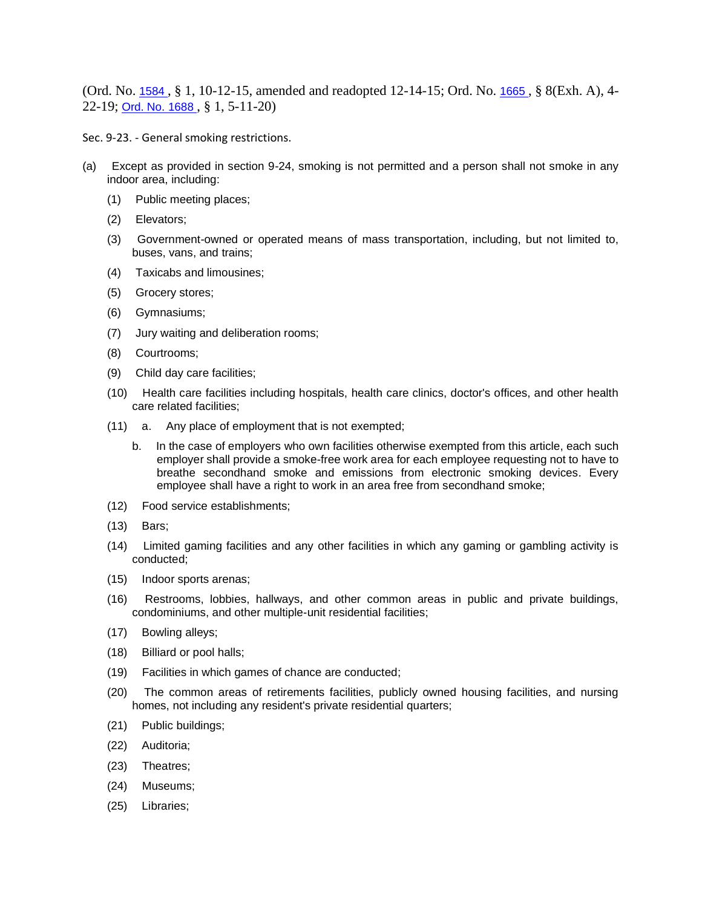(Ord. No. 1584 , § 1, 10-12-15, amended and readopted 12-14-15; Ord. No. 1665 , § 8(Exh. A), 4-22-19; Ord. No. 1688 , § 1, 5-11-20)

Sec. 9-23. - General smoking restrictions.

(a) Except as provided in section 9-24, smoking is not permitted and a person shall not smoke in any indoor area, including:

(1) Public meeting places;

(2) Elevators;

(3) Government-owned or operated means of mass transportation, including, but not limited to, buses, vans, and trains;

(4) Taxicabs and limousines;

(5) Grocery stores;

(6) Gymnasiums;

(7) Jury waiting and deliberation rooms;

(8) Courtrooms;

(9) Child day care facilities;

(10) Health care facilities including hospitals, health care clinics, doctor's offices, and other health care related facilities;

(11) a. Any place of employment that is not exempted;

b. In the case of employers who own facilities otherwise exempted from this article, each such employer shall provide a smoke-free work area for each employee requesting not to have to breathe secondhand smoke and emissions from electronic smoking devices. Every employee shall have a right to work in an area free from secondhand smoke;

(12) Food service establishments;

(13) Bars;

(14) Limited gaming facilities and any other facilities in which any gaming or gambling activity is conducted;

(15) Indoor sports arenas;

(16) Restrooms, lobbies, hallways, and other common areas in public and private buildings, condominiums, and other multiple-unit residential facilities;

(17) Bowling alleys;

(18) Billiard or pool halls;

(19) Facilities in which games of chance are conducted;

(20) The common areas of retirements facilities, publicly owned housing facilities, and nursing homes, not including any resident's private residential quarters;

(21) Public buildings;

(22) Auditoria;

(23) Theatres;

(24) Museums;

(25) Libraries;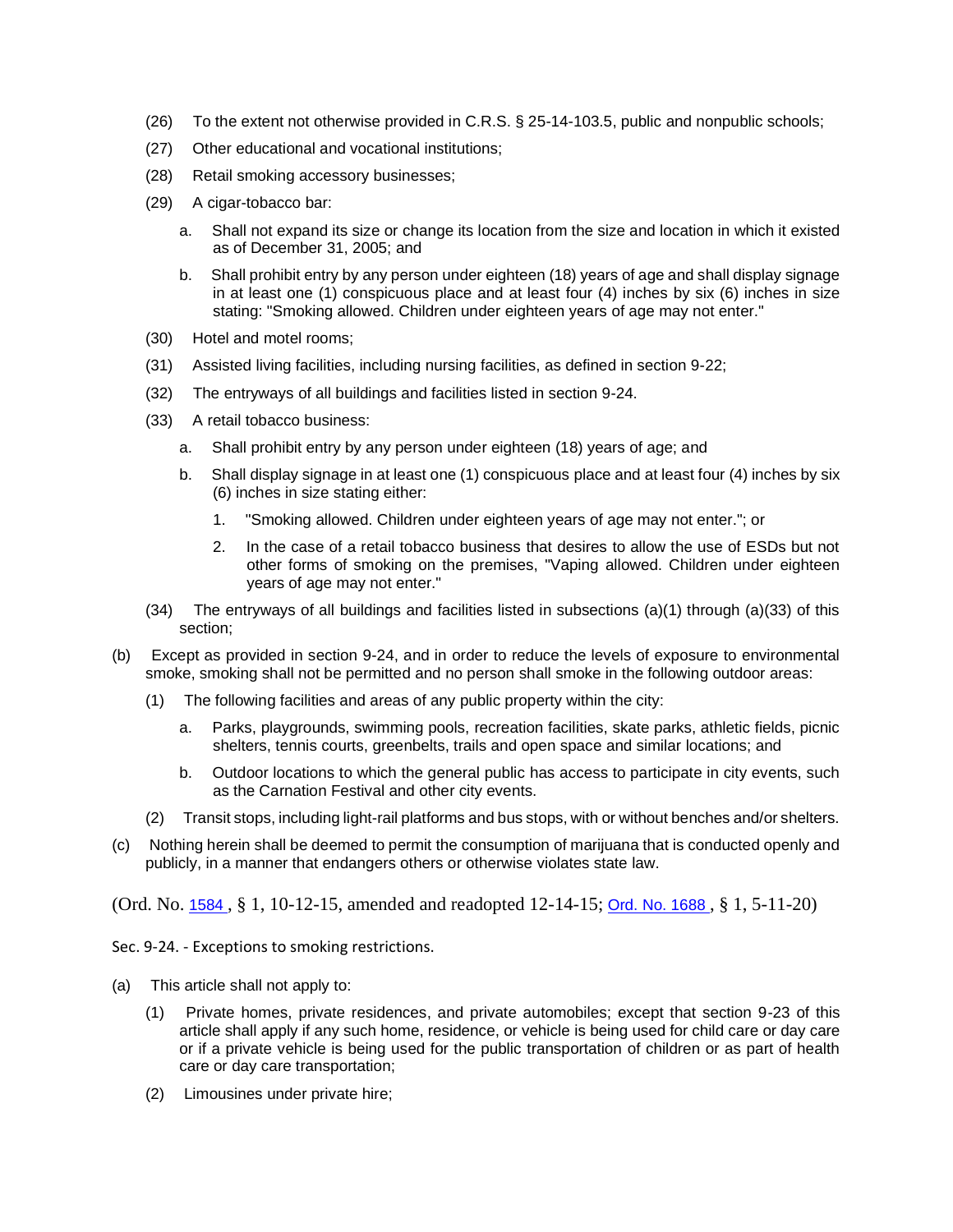(26) To the extent not otherwise provided in C.R.S. § 25-14-103.5, public and nonpublic schools;

(27) Other educational and vocational institutions;

(28) Retail smoking accessory businesses;

(29) A cigar-tobacco bar:

a. Shall not expand its size or change its location from the size and location in which it existed as of December 31, 2005; and

b. Shall prohibit entry by any person under eighteen (18) years of age and shall display signage in at least one (1) conspicuous place and at least four (4) inches by six (6) inches in size stating: "Smoking allowed. Children under eighteen years of age may not enter."

(30) Hotel and motel rooms;

(31) Assisted living facilities, including nursing facilities, as defined in section 9-22;

(32) The entryways of all buildings and facilities listed in section 9-24.

(33) A retail tobacco business:

a. Shall prohibit entry by any person under eighteen (18) years of age; and

b. Shall display signage in at least one (1) conspicuous place and at least four (4) inches by six (6) inches in size stating either:

1. "Smoking allowed. Children under eighteen years of age may not enter."; or

2. In the case of a retail tobacco business that desires to allow the use of ESDs but not other forms of smoking on the premises, "Vaping allowed. Children under eighteen years of age may not enter."

(34) The entryways of all buildings and facilities listed in subsections (a)(1) through (a)(33) of this section;

(b) Except as provided in section 9-24, and in order to reduce the levels of exposure to environmental smoke, smoking shall not be permitted and no person shall smoke in the following outdoor areas:

(1) The following facilities and areas of any public property within the city:

a. Parks, playgrounds, swimming pools, recreation facilities, skate parks, athletic fields, picnic shelters, tennis courts, greenbelts, trails and open space and similar locations; and

b. Outdoor locations to which the general public has access to participate in city events, such as the Carnation Festival and other city events.

(2) Transit stops, including light-rail platforms and bus stops, with or without benches and/or shelters.

(c) Nothing herein shall be deemed to permit the consumption of marijuana that is conducted openly and publicly, in a manner that endangers others or otherwise violates state law.

(Ord. No. 1584 , § 1, 10-12-15, amended and readopted 12-14-15; Ord. No. 1688 , § 1, 5-11-20)

Sec. 9-24. - Exceptions to smoking restrictions.

(a) This article shall not apply to:

(1) Private homes, private residences, and private automobiles; except that section 9-23 of this article shall apply if any such home, residence, or vehicle is being used for child care or day care or if a private vehicle is being used for the public transportation of children or as part of health care or day care transportation;

(2) Limousines under private hire;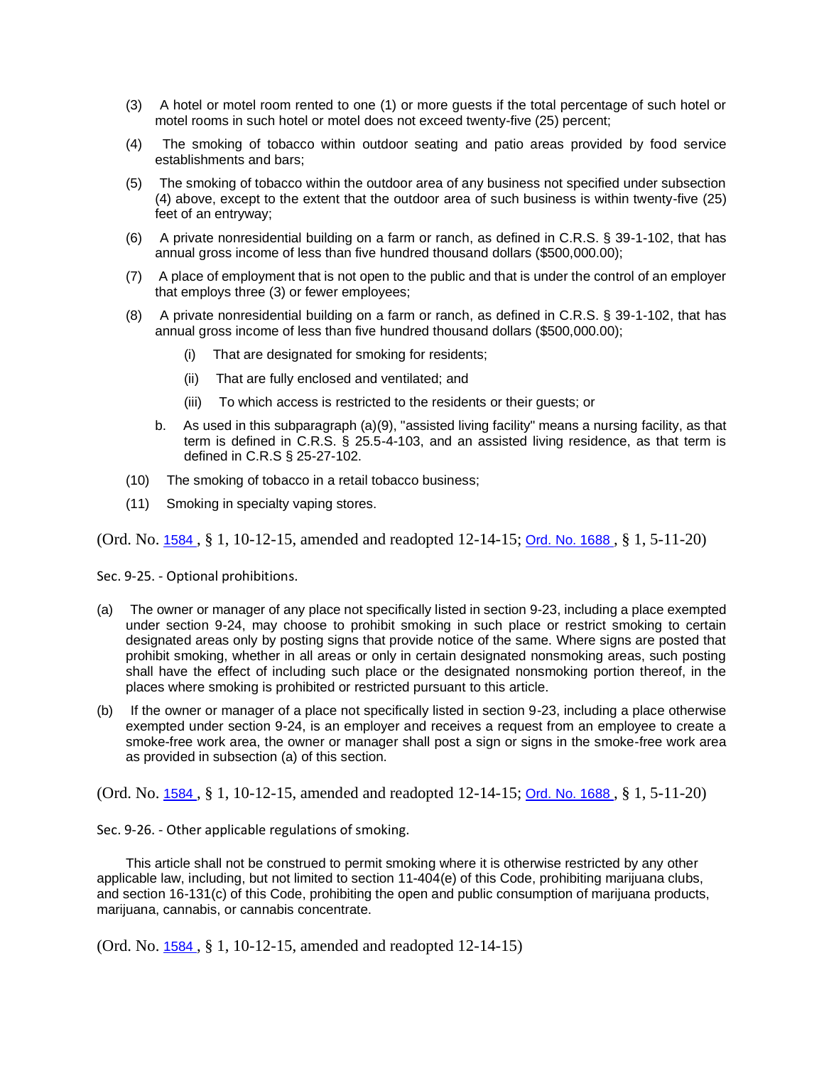(3) A hotel or motel room rented to one (1) or more guests if the total percentage of such hotel or motel rooms in such hotel or motel does not exceed twenty-five (25) percent;

(4) The smoking of tobacco within outdoor seating and patio areas provided by food service establishments and bars;

(5) The smoking of tobacco within the outdoor area of any business not specified under subsection (4) above, except to the extent that the outdoor area of such business is within twenty-five (25) feet of an entryway;

(6) A private nonresidential building on a farm or ranch, as defined in C.R.S. § 39-1-102, that has annual gross income of less than five hundred thousand dollars ($500,000.00);

(7) A place of employment that is not open to the public and that is under the control of an employer that employs three (3) or fewer employees;

(8) A private nonresidential building on a farm or ranch, as defined in C.R.S. § 39-1-102, that has annual gross income of less than five hundred thousand dollars ($500,000.00);

(i) That are designated for smoking for residents;

(ii) That are fully enclosed and ventilated; and

(iii) To which access is restricted to the residents or their guests; or

b. As used in this subparagraph (a)(9), "assisted living facility" means a nursing facility, as that term is defined in C.R.S. § 25.5-4-103, and an assisted living residence, as that term is defined in C.R.S § 25-27-102.

(10) The smoking of tobacco in a retail tobacco business;

(11) Smoking in specialty vaping stores.

(Ord. No. 1584 , § 1, 10-12-15, amended and readopted 12-14-15; Ord. No. 1688 , § 1, 5-11-20)

Sec. 9-25. - Optional prohibitions.

(a) The owner or manager of any place not specifically listed in section 9-23, including a place exempted under section 9-24, may choose to prohibit smoking in such place or restrict smoking to certain designated areas only by posting signs that provide notice of the same. Where signs are posted that prohibit smoking, whether in all areas or only in certain designated nonsmoking areas, such posting shall have the effect of including such place or the designated nonsmoking portion thereof, in the places where smoking is prohibited or restricted pursuant to this article.

(b) If the owner or manager of a place not specifically listed in section 9-23, including a place otherwise exempted under section 9-24, is an employer and receives a request from an employee to create a smoke-free work area, the owner or manager shall post a sign or signs in the smoke-free work area as provided in subsection (a) of this section.

(Ord. No. 1584 , § 1, 10-12-15, amended and readopted 12-14-15; Ord. No. 1688 , § 1, 5-11-20)

Sec. 9-26. - Other applicable regulations of smoking.

This article shall not be construed to permit smoking where it is otherwise restricted by any other applicable law, including, but not limited to section 11-404(e) of this Code, prohibiting marijuana clubs, and section 16-131(c) of this Code, prohibiting the open and public consumption of marijuana products, marijuana, cannabis, or cannabis concentrate.

(Ord. No. 1584 , § 1, 10-12-15, amended and readopted 12-14-15)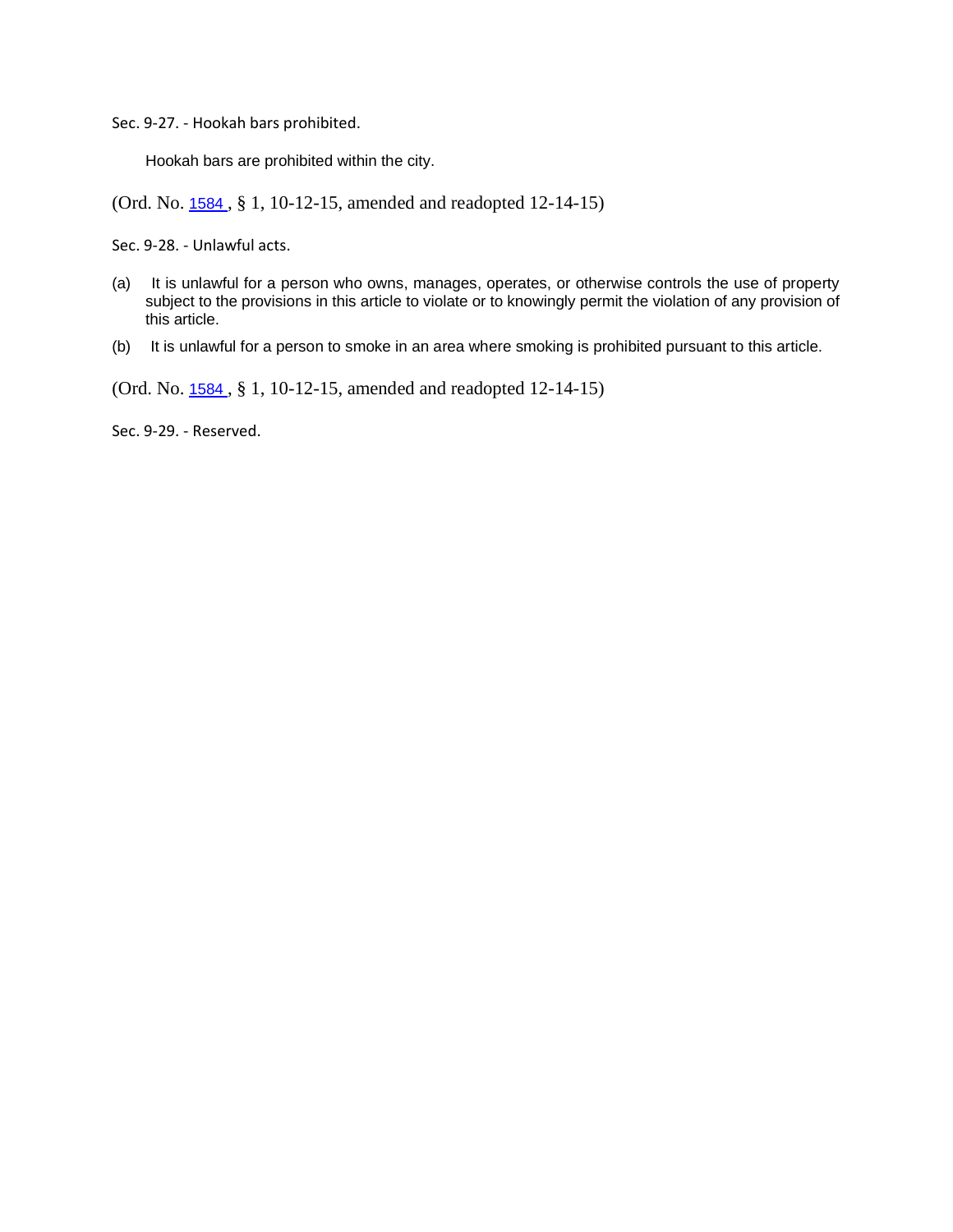Sec. 9-27. - Hookah bars prohibited.

Hookah bars are prohibited within the city.

(Ord. No. 1584 , § 1, 10-12-15, amended and readopted 12-14-15)

Sec. 9-28. - Unlawful acts.

(a) It is unlawful for a person who owns, manages, operates, or otherwise controls the use of property subject to the provisions in this article to violate or to knowingly permit the violation of any provision of this article.

(b) It is unlawful for a person to smoke in an area where smoking is prohibited pursuant to this article.

(Ord. No. 1584 , § 1, 10-12-15, amended and readopted 12-14-15)

Sec. 9-29. - Reserved.